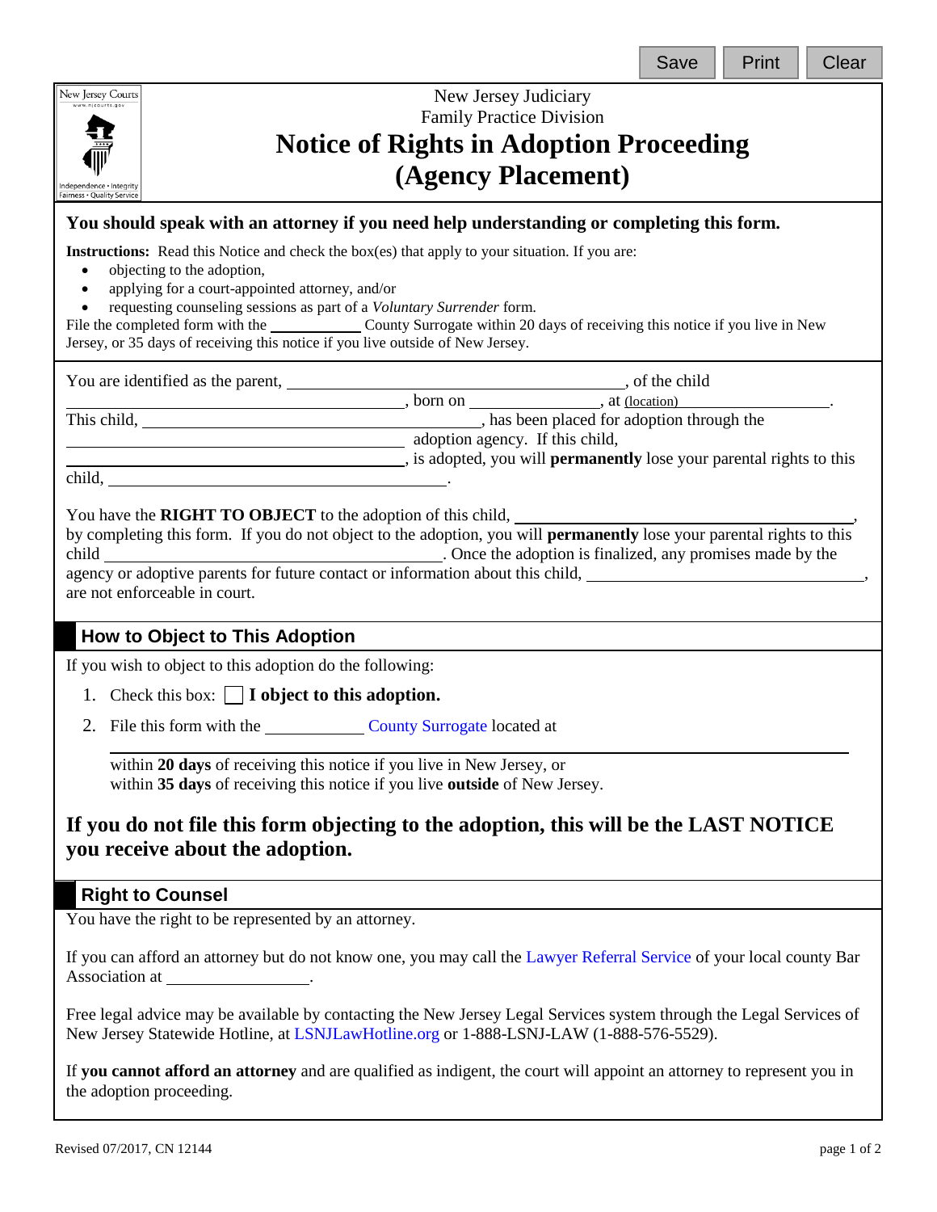New Jersey Judiciary
Family Practice Division

# Notice of Rights in Adoption Proceeding (Agency Placement)

**You should speak with an attorney if you need help understanding or completing this form.**

**Instructions:** Read this Notice and check the box(es) that apply to your situation. If you are:

- objecting to the adoption,
- applying for a court-appointed attorney, and/or
- requesting counseling sessions as part of a *Voluntary Surrender* form.

File the completed form with the ____________ County Surrogate within 20 days of receiving this notice if you live in New Jersey, or 35 days of receiving this notice if you live outside of New Jersey.

You are identified as the parent, ______________________________, of the child ______________________________, born on ______________, at (location) ______________________.
This child, ______________________________, has been placed for adoption through the ______________________________ adoption agency. If this child, ______________________________, is adopted, you will **permanently** lose your parental rights to this child, ______________________________.

You have the **RIGHT TO OBJECT** to the adoption of this child, ______________________________, by completing this form. If you do not object to the adoption, you will **permanently** lose your parental rights to this child ______________________________. Once the adoption is finalized, any promises made by the agency or adoptive parents for future contact or information about this child, ______________________________, are not enforceable in court.

## How to Object to This Adoption

If you wish to object to this adoption do the following:

1. Check this box: ☐ **I object to this adoption.**
2. File this form with the ____________ County Surrogate located at ______________________________________________
   within **20 days** of receiving this notice if you live in New Jersey, or
   within **35 days** of receiving this notice if you live **outside** of New Jersey.

**If you do not file this form objecting to the adoption, this will be the LAST NOTICE you receive about the adoption.**

## Right to Counsel

You have the right to be represented by an attorney.

If you can afford an attorney but do not know one, you may call the Lawyer Referral Service of your local county Bar Association at ________________.

Free legal advice may be available by contacting the New Jersey Legal Services system through the Legal Services of New Jersey Statewide Hotline, at LSNJLawHotline.org or 1-888-LSNJ-LAW (1-888-576-5529).

If **you cannot afford an attorney** and are qualified as indigent, the court will appoint an attorney to represent you in the adoption proceeding.

Revised 07/2017, CN 12144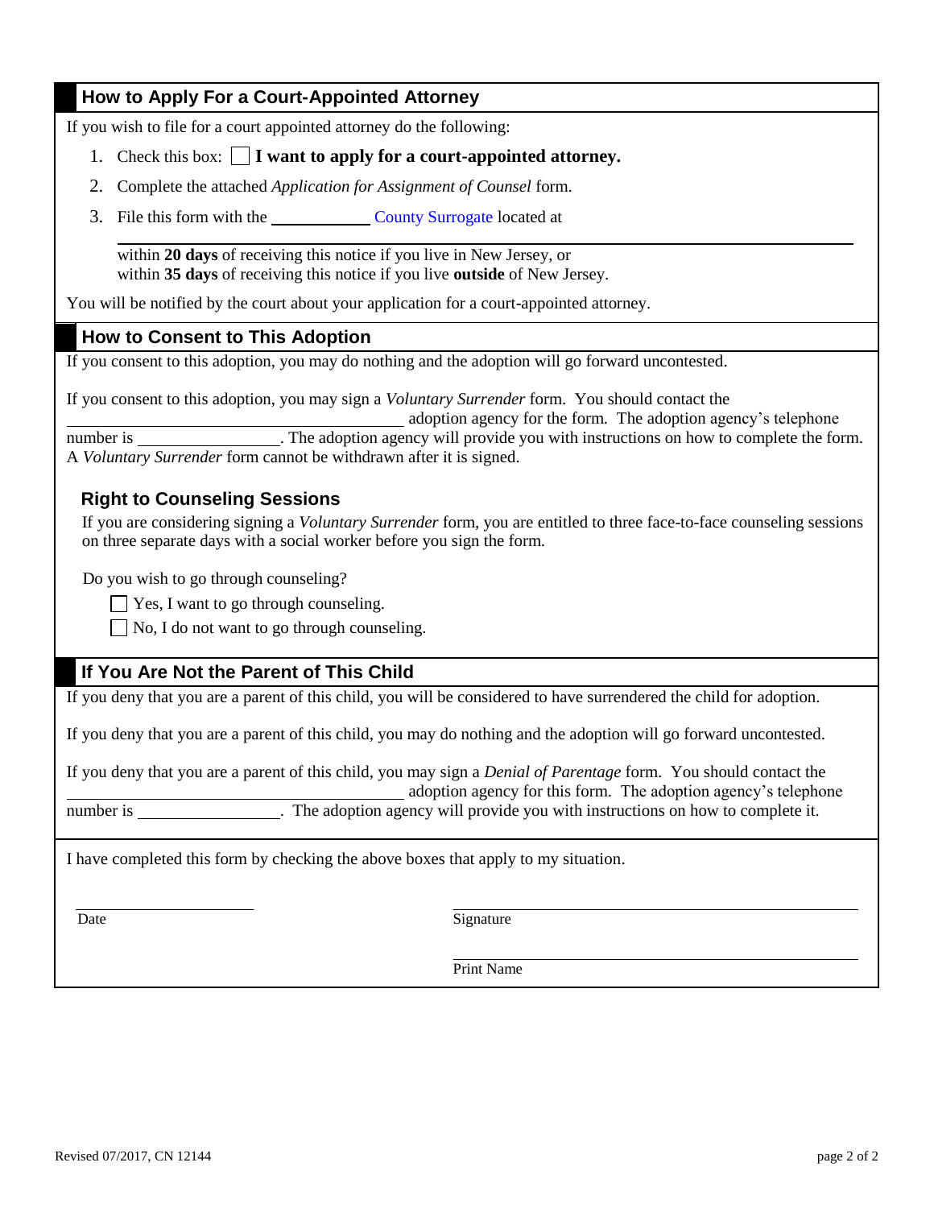## How to Apply For a Court-Appointed Attorney

If you wish to file for a court appointed attorney do the following:

1. Check this box: ☐ **I want to apply for a court-appointed attorney.**
2. Complete the attached *Application for Assignment of Counsel* form.
3. File this form with the ____________ County Surrogate located at

   ______________________________________________________________

   within **20 days** of receiving this notice if you live in New Jersey, or
   within **35 days** of receiving this notice if you live **outside** of New Jersey.

You will be notified by the court about your application for a court-appointed attorney.

## How to Consent to This Adoption

If you consent to this adoption, you may do nothing and the adoption will go forward uncontested.

If you consent to this adoption, you may sign a *Voluntary Surrender* form. You should contact the ________________________________________ adoption agency for the form. The adoption agency's telephone number is ________________. The adoption agency will provide you with instructions on how to complete the form. A *Voluntary Surrender* form cannot be withdrawn after it is signed.

### Right to Counseling Sessions

If you are considering signing a *Voluntary Surrender* form, you are entitled to three face-to-face counseling sessions on three separate days with a social worker before you sign the form.

Do you wish to go through counseling?

☐ Yes, I want to go through counseling.

☐ No, I do not want to go through counseling.

## If You Are Not the Parent of This Child

If you deny that you are a parent of this child, you will be considered to have surrendered the child for adoption.

If you deny that you are a parent of this child, you may do nothing and the adoption will go forward uncontested.

If you deny that you are a parent of this child, you may sign a *Denial of Parentage* form. You should contact the ________________________________________ adoption agency for this form. The adoption agency's telephone number is ________________. The adoption agency will provide you with instructions on how to complete it.

I have completed this form by checking the above boxes that apply to my situation.

____________________ Date

________________________________________ Signature

________________________________________ Print Name

Revised 07/2017, CN 12144